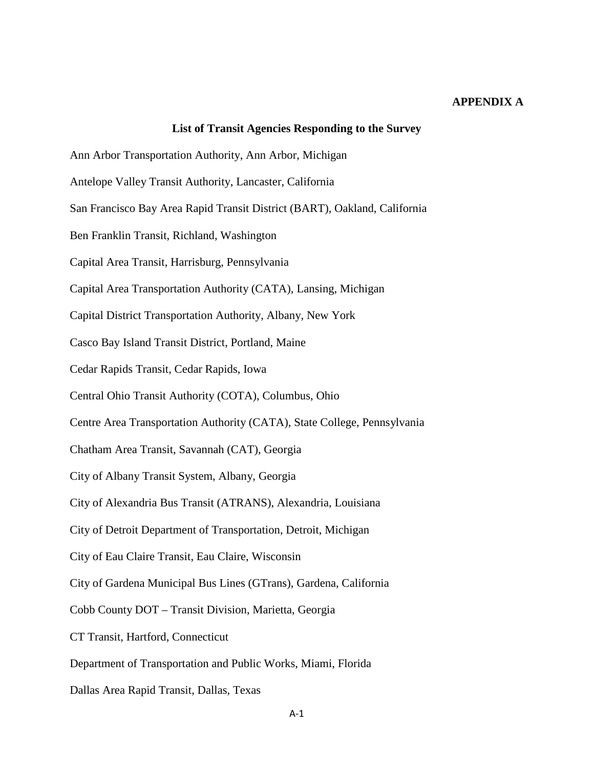# APPENDIX A

## List of Transit Agencies Responding to the Survey

Ann Arbor Transportation Authority, Ann Arbor, Michigan

Antelope Valley Transit Authority, Lancaster, California

San Francisco Bay Area Rapid Transit District (BART), Oakland, California

Ben Franklin Transit, Richland, Washington

Capital Area Transit, Harrisburg, Pennsylvania

Capital Area Transportation Authority (CATA), Lansing, Michigan

Capital District Transportation Authority, Albany, New York

Casco Bay Island Transit District, Portland, Maine

Cedar Rapids Transit, Cedar Rapids, Iowa

Central Ohio Transit Authority (COTA), Columbus, Ohio

Centre Area Transportation Authority (CATA), State College, Pennsylvania

Chatham Area Transit, Savannah (CAT), Georgia

City of Albany Transit System, Albany, Georgia

City of Alexandria Bus Transit (ATRANS), Alexandria, Louisiana

City of Detroit Department of Transportation, Detroit, Michigan

City of Eau Claire Transit, Eau Claire, Wisconsin

City of Gardena Municipal Bus Lines (GTrans), Gardena, California

Cobb County DOT – Transit Division, Marietta, Georgia

CT Transit, Hartford, Connecticut

Department of Transportation and Public Works, Miami, Florida

Dallas Area Rapid Transit, Dallas, Texas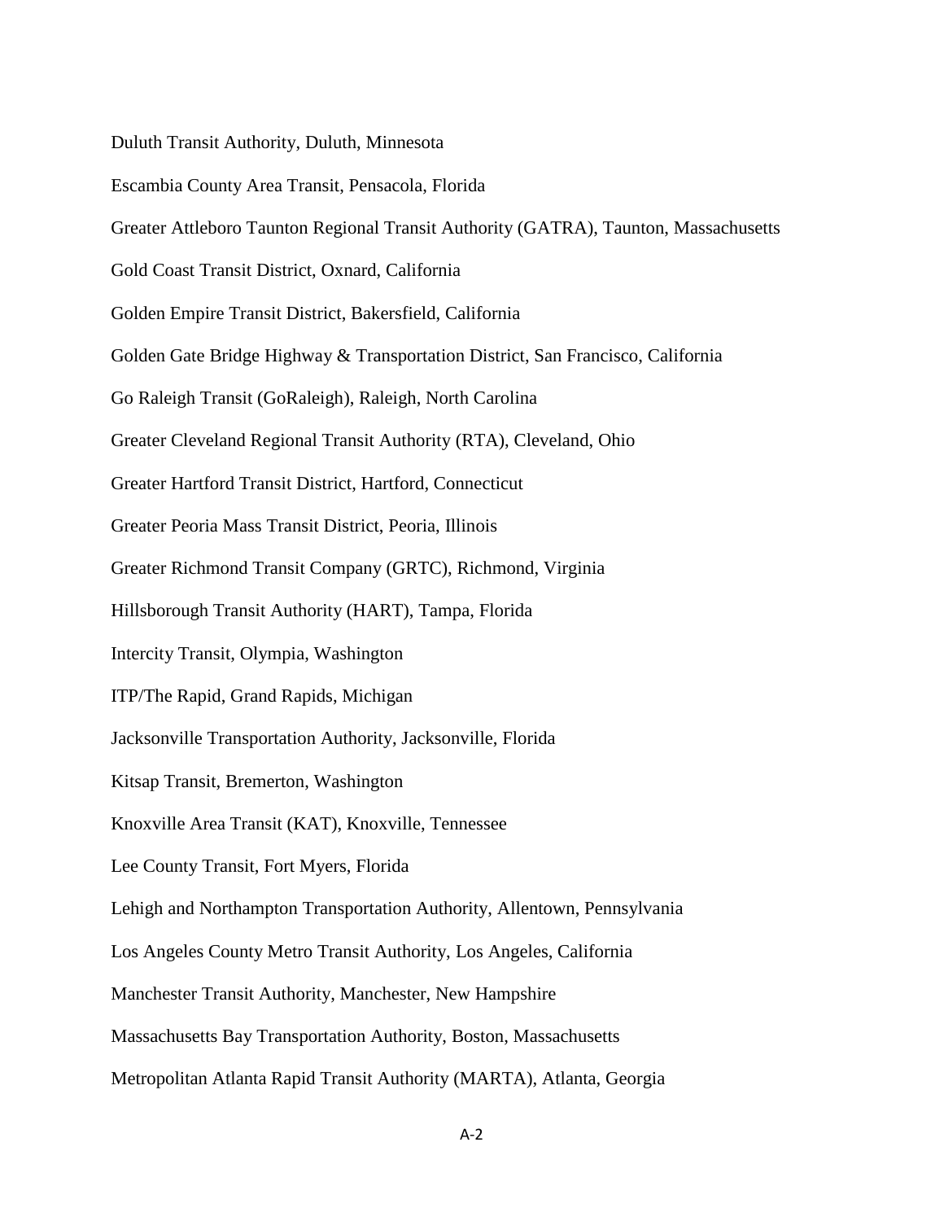Duluth Transit Authority, Duluth, Minnesota

Escambia County Area Transit, Pensacola, Florida

Greater Attleboro Taunton Regional Transit Authority (GATRA), Taunton, Massachusetts

Gold Coast Transit District, Oxnard, California

Golden Empire Transit District, Bakersfield, California

Golden Gate Bridge Highway & Transportation District, San Francisco, California

Go Raleigh Transit (GoRaleigh), Raleigh, North Carolina

Greater Cleveland Regional Transit Authority (RTA), Cleveland, Ohio

Greater Hartford Transit District, Hartford, Connecticut

Greater Peoria Mass Transit District, Peoria, Illinois

Greater Richmond Transit Company (GRTC), Richmond, Virginia

Hillsborough Transit Authority (HART), Tampa, Florida

Intercity Transit, Olympia, Washington

ITP/The Rapid, Grand Rapids, Michigan

Jacksonville Transportation Authority, Jacksonville, Florida

Kitsap Transit, Bremerton, Washington

Knoxville Area Transit (KAT), Knoxville, Tennessee

Lee County Transit, Fort Myers, Florida

Lehigh and Northampton Transportation Authority, Allentown, Pennsylvania

Los Angeles County Metro Transit Authority, Los Angeles, California

Manchester Transit Authority, Manchester, New Hampshire

Massachusetts Bay Transportation Authority, Boston, Massachusetts

Metropolitan Atlanta Rapid Transit Authority (MARTA), Atlanta, Georgia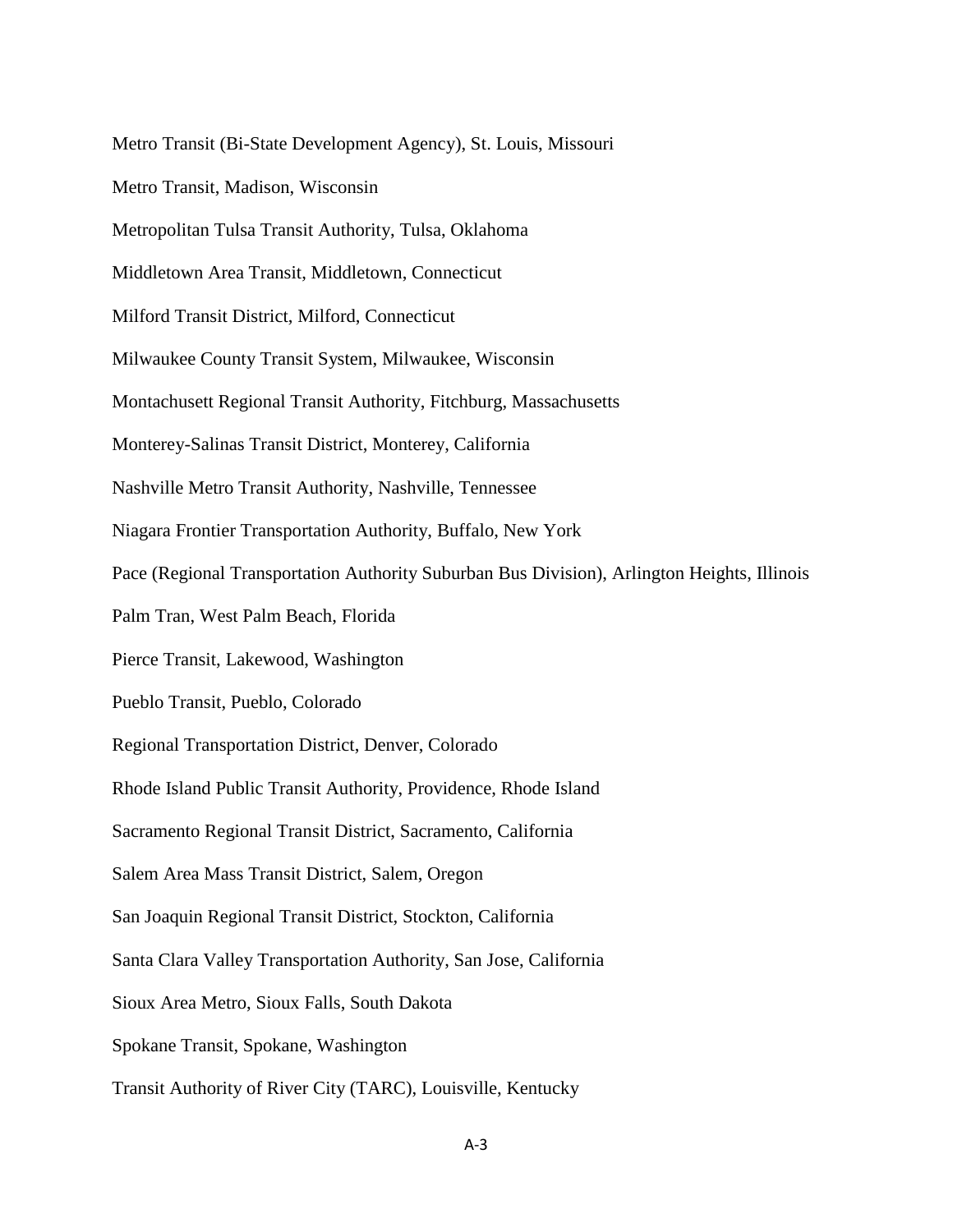Metro Transit (Bi-State Development Agency), St. Louis, Missouri

Metro Transit, Madison, Wisconsin

Metropolitan Tulsa Transit Authority, Tulsa, Oklahoma

Middletown Area Transit, Middletown, Connecticut

Milford Transit District, Milford, Connecticut

Milwaukee County Transit System, Milwaukee, Wisconsin

Montachusett Regional Transit Authority, Fitchburg, Massachusetts

Monterey-Salinas Transit District, Monterey, California

Nashville Metro Transit Authority, Nashville, Tennessee

Niagara Frontier Transportation Authority, Buffalo, New York

Pace (Regional Transportation Authority Suburban Bus Division), Arlington Heights, Illinois

Palm Tran, West Palm Beach, Florida

Pierce Transit, Lakewood, Washington

Pueblo Transit, Pueblo, Colorado

Regional Transportation District, Denver, Colorado

Rhode Island Public Transit Authority, Providence, Rhode Island

Sacramento Regional Transit District, Sacramento, California

Salem Area Mass Transit District, Salem, Oregon

San Joaquin Regional Transit District, Stockton, California

Santa Clara Valley Transportation Authority, San Jose, California

Sioux Area Metro, Sioux Falls, South Dakota

Spokane Transit, Spokane, Washington

Transit Authority of River City (TARC), Louisville, Kentucky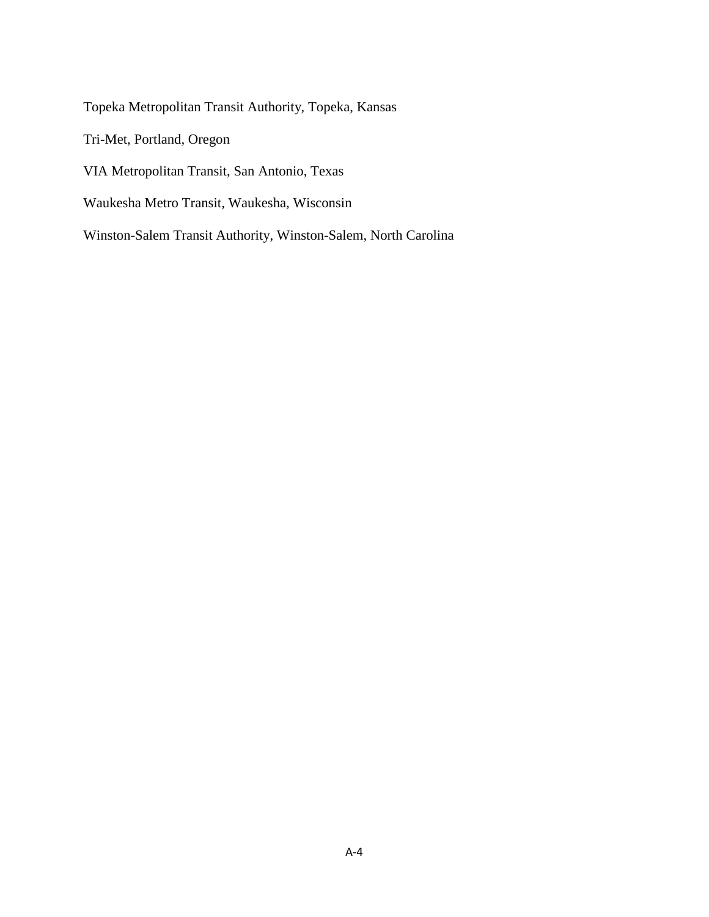Topeka Metropolitan Transit Authority, Topeka, Kansas

Tri-Met, Portland, Oregon

VIA Metropolitan Transit, San Antonio, Texas

Waukesha Metro Transit, Waukesha, Wisconsin

Winston-Salem Transit Authority, Winston-Salem, North Carolina